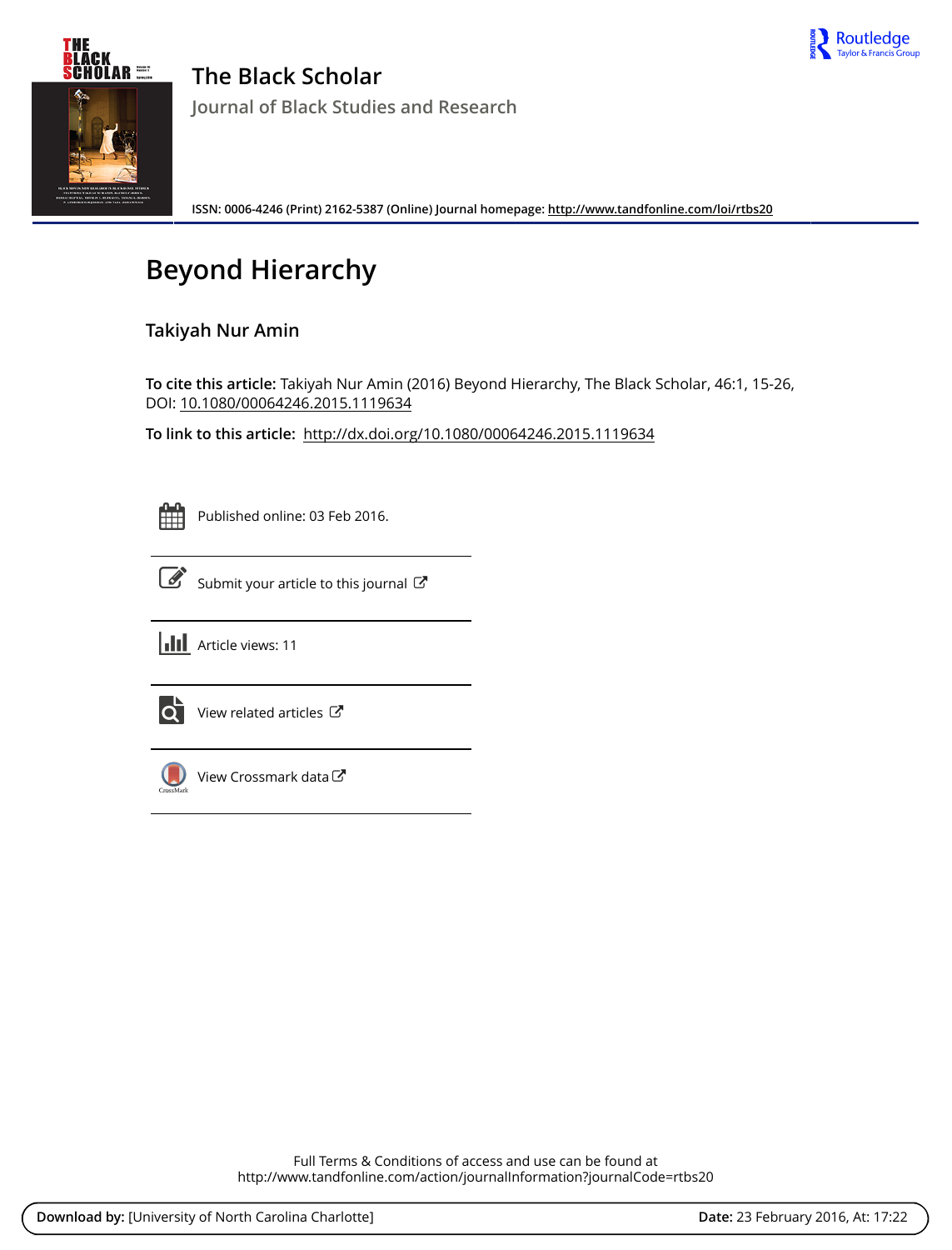# The Black Scholar

## Journal of Black Studies and Research

ISSN: 0006-4246 (Print) 2162-5387 (Online) Journal homepage: http://www.tandfonline.com/loi/rtbs20

# Beyond Hierarchy

**Takiyah Nur Amin**

**To cite this article:** Takiyah Nur Amin (2016) Beyond Hierarchy, The Black Scholar, 46:1, 15-26, DOI: 10.1080/00064246.2015.1119634

**To link to this article:** http://dx.doi.org/10.1080/00064246.2015.1119634

Published online: 03 Feb 2016.

Submit your article to this journal

Article views: 11

View related articles

View Crossmark data

Full Terms & Conditions of access and use can be found at
http://www.tandfonline.com/action/journalInformation?journalCode=rtbs20

**Download by:** [University of North Carolina Charlotte] **Date:** 23 February 2016, At: 17:22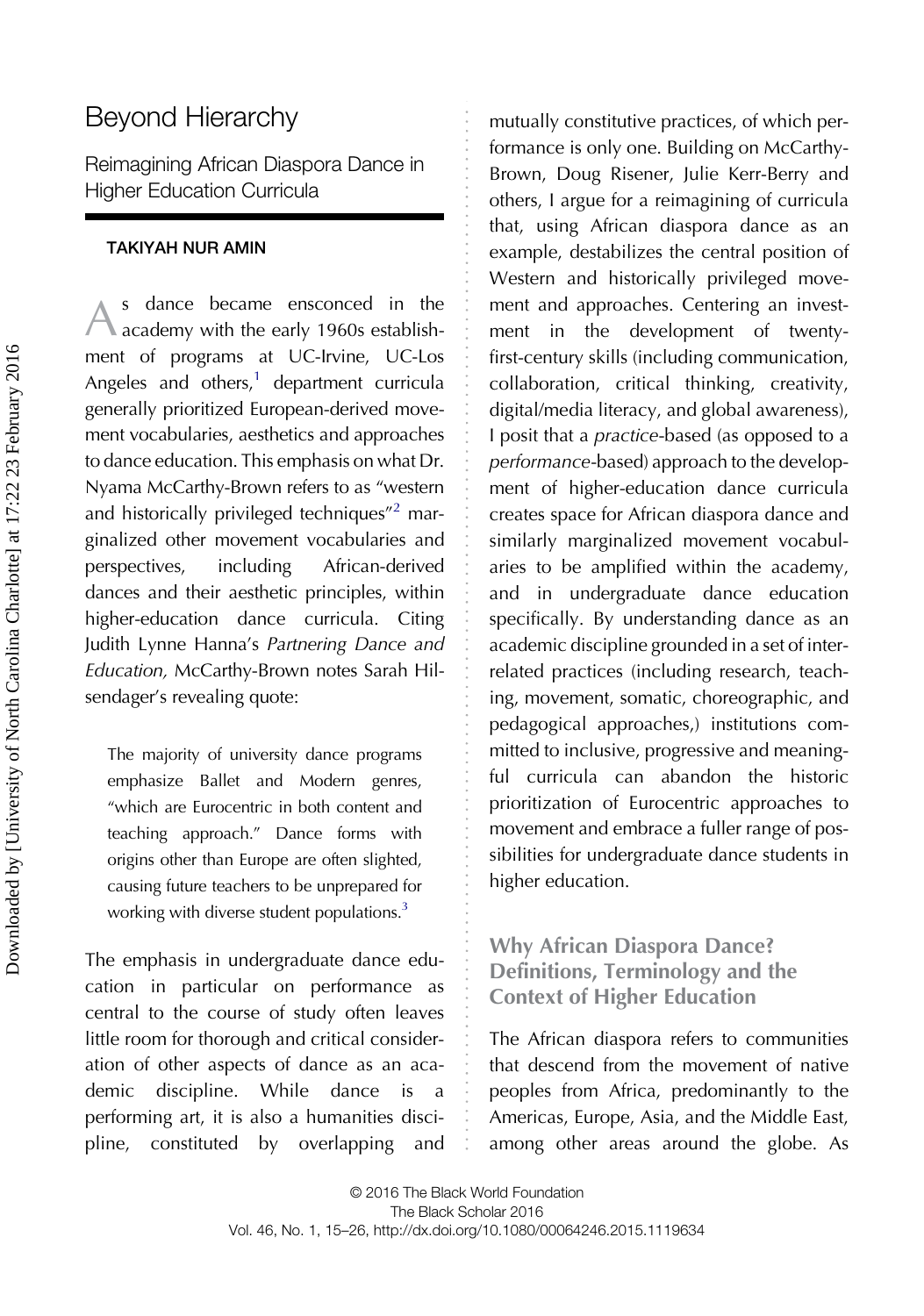# Beyond Hierarchy

## Reimagining African Diaspora Dance in Higher Education Curricula

**TAKIYAH NUR AMIN**

As dance became ensconced in the academy with the early 1960s establishment of programs at UC-Irvine, UC-Los Angeles and others,[1] department curricula generally prioritized European-derived movement vocabularies, aesthetics and approaches to dance education. This emphasis on what Dr. Nyama McCarthy-Brown refers to as "western and historically privileged techniques"[2] marginalized other movement vocabularies and perspectives, including African-derived dances and their aesthetic principles, within higher-education dance curricula. Citing Judith Lynne Hanna's *Partnering Dance and Education,* McCarthy-Brown notes Sarah Hilsendager's revealing quote:

> The majority of university dance programs emphasize Ballet and Modern genres, "which are Eurocentric in both content and teaching approach." Dance forms with origins other than Europe are often slighted, causing future teachers to be unprepared for working with diverse student populations.[3]

The emphasis in undergraduate dance education in particular on performance as central to the course of study often leaves little room for thorough and critical consideration of other aspects of dance as an academic discipline. While dance is a performing art, it is also a humanities discipline, constituted by overlapping and mutually constitutive practices, of which performance is only one. Building on McCarthy-Brown, Doug Risener, Julie Kerr-Berry and others, I argue for a reimagining of curricula that, using African diaspora dance as an example, destabilizes the central position of Western and historically privileged movement and approaches. Centering an investment in the development of twenty-first-century skills (including communication, collaboration, critical thinking, creativity, digital/media literacy, and global awareness), I posit that a *practice*-based (as opposed to a *performance*-based) approach to the development of higher-education dance curricula creates space for African diaspora dance and similarly marginalized movement vocabularies to be amplified within the academy, and in undergraduate dance education specifically. By understanding dance as an academic discipline grounded in a set of interrelated practices (including research, teaching, movement, somatic, choreographic, and pedagogical approaches,) institutions committed to inclusive, progressive and meaningful curricula can abandon the historic prioritization of Eurocentric approaches to movement and embrace a fuller range of possibilities for undergraduate dance students in higher education.

### Why African Diaspora Dance? Definitions, Terminology and the Context of Higher Education

The African diaspora refers to communities that descend from the movement of native peoples from Africa, predominantly to the Americas, Europe, Asia, and the Middle East, among other areas around the globe. As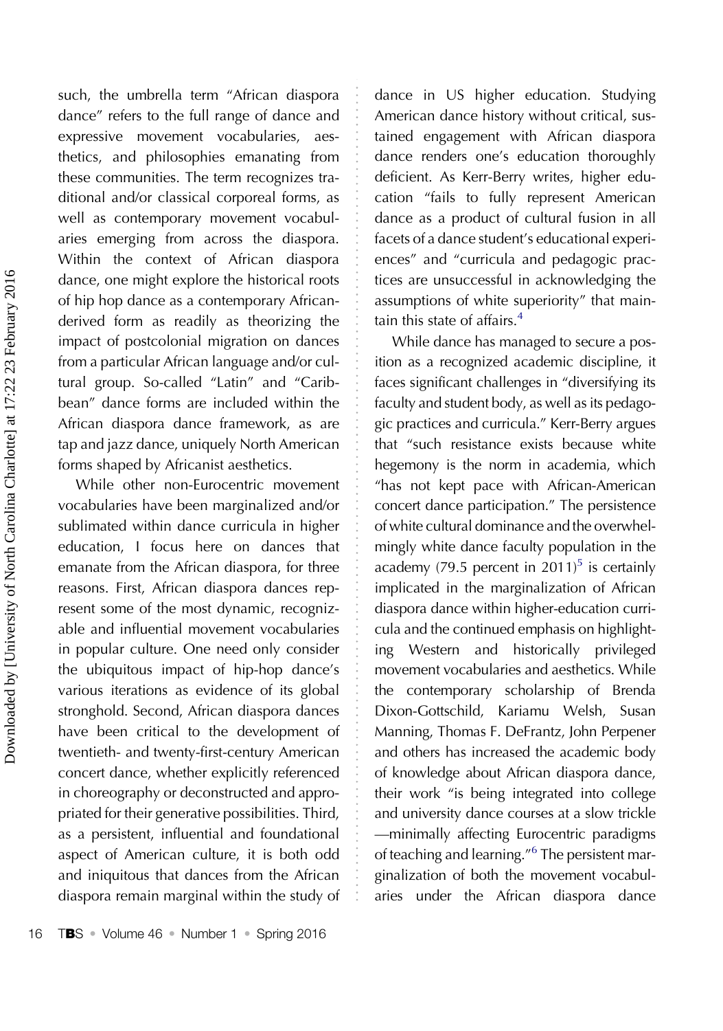such, the umbrella term "African diaspora dance" refers to the full range of dance and expressive movement vocabularies, aesthetics, and philosophies emanating from these communities. The term recognizes traditional and/or classical corporeal forms, as well as contemporary movement vocabularies emerging from across the diaspora. Within the context of African diaspora dance, one might explore the historical roots of hip hop dance as a contemporary African-derived form as readily as theorizing the impact of postcolonial migration on dances from a particular African language and/or cultural group. So-called "Latin" and "Caribbean" dance forms are included within the African diaspora dance framework, as are tap and jazz dance, uniquely North American forms shaped by Africanist aesthetics.

While other non-Eurocentric movement vocabularies have been marginalized and/or sublimated within dance curricula in higher education, I focus here on dances that emanate from the African diaspora, for three reasons. First, African diaspora dances represent some of the most dynamic, recognizable and influential movement vocabularies in popular culture. One need only consider the ubiquitous impact of hip-hop dance's various iterations as evidence of its global stronghold. Second, African diaspora dances have been critical to the development of twentieth- and twenty-first-century American concert dance, whether explicitly referenced in choreography or deconstructed and appropriated for their generative possibilities. Third, as a persistent, influential and foundational aspect of American culture, it is both odd and iniquitous that dances from the African diaspora remain marginal within the study of dance in US higher education. Studying American dance history without critical, sustained engagement with African diaspora dance renders one's education thoroughly deficient. As Kerr-Berry writes, higher education "fails to fully represent American dance as a product of cultural fusion in all facets of a dance student's educational experiences" and "curricula and pedagogic practices are unsuccessful in acknowledging the assumptions of white superiority" that maintain this state of affairs.[4]

While dance has managed to secure a position as a recognized academic discipline, it faces significant challenges in "diversifying its faculty and student body, as well as its pedagogic practices and curricula." Kerr-Berry argues that "such resistance exists because white hegemony is the norm in academia, which "has not kept pace with African-American concert dance participation." The persistence of white cultural dominance and the overwhelmingly white dance faculty population in the academy (79.5 percent in 2011)[5] is certainly implicated in the marginalization of African diaspora dance within higher-education curricula and the continued emphasis on highlighting Western and historically privileged movement vocabularies and aesthetics. While the contemporary scholarship of Brenda Dixon-Gottschild, Kariamu Welsh, Susan Manning, Thomas F. DeFrantz, John Perpener and others has increased the academic body of knowledge about African diaspora dance, their work "is being integrated into college and university dance courses at a slow trickle —minimally affecting Eurocentric paradigms of teaching and learning."[6] The persistent marginalization of both the movement vocabularies under the African diaspora dance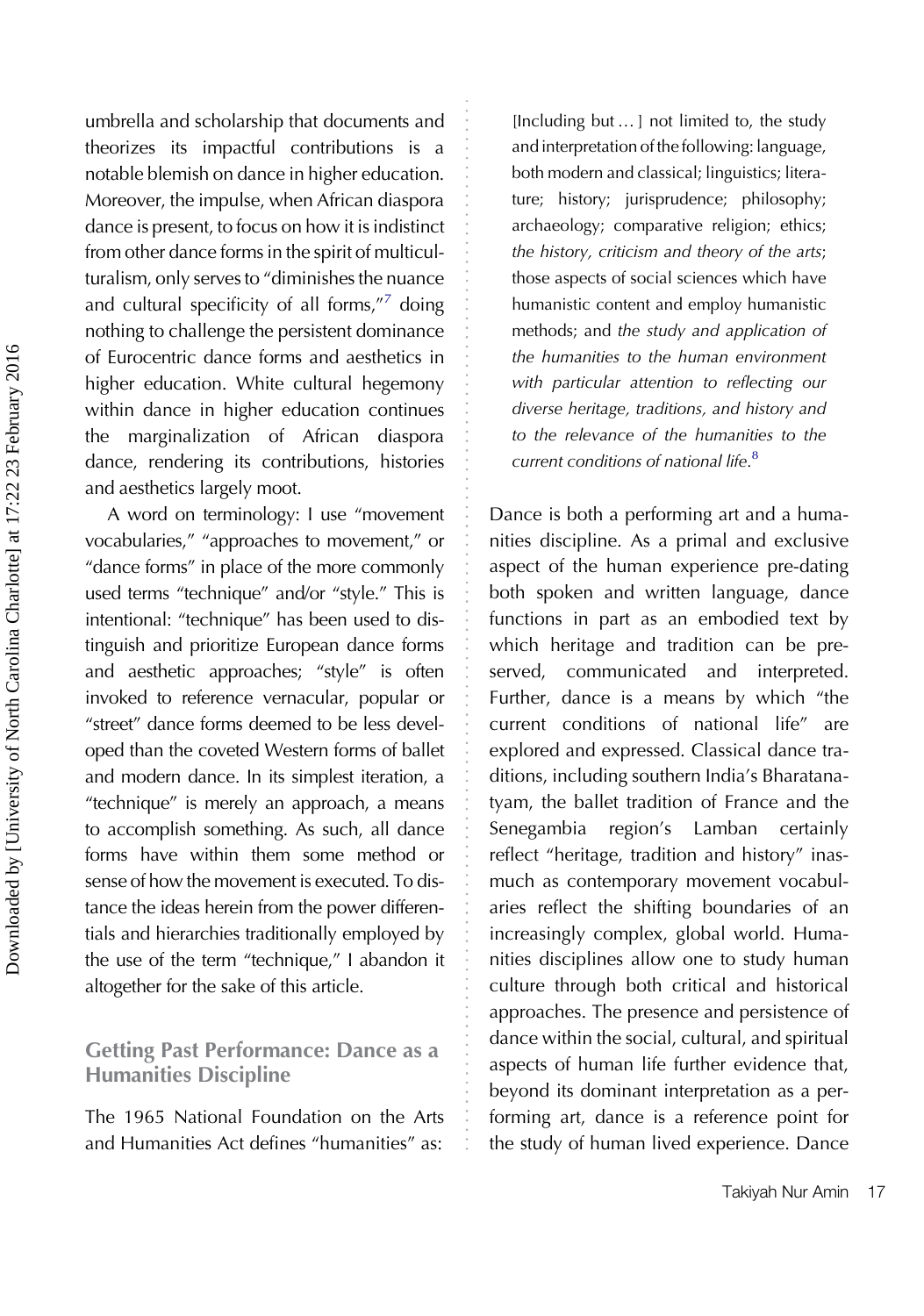umbrella and scholarship that documents and theorizes its impactful contributions is a notable blemish on dance in higher education. Moreover, the impulse, when African diaspora dance is present, to focus on how it is indistinct from other dance forms in the spirit of multiculturalism, only serves to "diminishes the nuance and cultural specificity of all forms,"[7] doing nothing to challenge the persistent dominance of Eurocentric dance forms and aesthetics in higher education. White cultural hegemony within dance in higher education continues the marginalization of African diaspora dance, rendering its contributions, histories and aesthetics largely moot.

A word on terminology: I use "movement vocabularies," "approaches to movement," or "dance forms" in place of the more commonly used terms "technique" and/or "style." This is intentional: "technique" has been used to distinguish and prioritize European dance forms and aesthetic approaches; "style" is often invoked to reference vernacular, popular or "street" dance forms deemed to be less developed than the coveted Western forms of ballet and modern dance. In its simplest iteration, a "technique" is merely an approach, a means to accomplish something. As such, all dance forms have within them some method or sense of how the movement is executed. To distance the ideas herein from the power differentials and hierarchies traditionally employed by the use of the term "technique," I abandon it altogether for the sake of this article.

## Getting Past Performance: Dance as a Humanities Discipline

The 1965 National Foundation on the Arts and Humanities Act defines "humanities" as:

> [Including but … ] not limited to, the study and interpretation of the following: language, both modern and classical; linguistics; literature; history; jurisprudence; philosophy; archaeology; comparative religion; ethics; *the history, criticism and theory of the arts*; those aspects of social sciences which have humanistic content and employ humanistic methods; and *the study and application of the humanities to the human environment with particular attention to reflecting our diverse heritage, traditions, and history and to the relevance of the humanities to the current conditions of national life*.[8]

Dance is both a performing art and a humanities discipline. As a primal and exclusive aspect of the human experience pre-dating both spoken and written language, dance functions in part as an embodied text by which heritage and tradition can be preserved, communicated and interpreted. Further, dance is a means by which "the current conditions of national life" are explored and expressed. Classical dance traditions, including southern India's Bharatanatyam, the ballet tradition of France and the Senegambia region's Lamban certainly reflect "heritage, tradition and history" inasmuch as contemporary movement vocabularies reflect the shifting boundaries of an increasingly complex, global world. Humanities disciplines allow one to study human culture through both critical and historical approaches. The presence and persistence of dance within the social, cultural, and spiritual aspects of human life further evidence that, beyond its dominant interpretation as a performing art, dance is a reference point for the study of human lived experience. Dance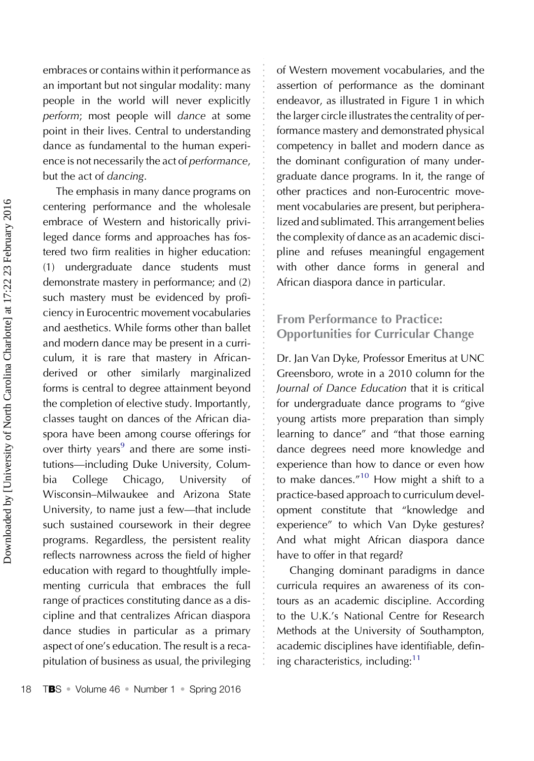embraces or contains within it performance as an important but not singular modality: many people in the world will never explicitly *perform*; most people will *dance* at some point in their lives. Central to understanding dance as fundamental to the human experience is not necessarily the act of *performance*, but the act of *dancing*.

The emphasis in many dance programs on centering performance and the wholesale embrace of Western and historically privileged dance forms and approaches has fostered two firm realities in higher education: (1) undergraduate dance students must demonstrate mastery in performance; and (2) such mastery must be evidenced by proficiency in Eurocentric movement vocabularies and aesthetics. While forms other than ballet and modern dance may be present in a curriculum, it is rare that mastery in African-derived or other similarly marginalized forms is central to degree attainment beyond the completion of elective study. Importantly, classes taught on dances of the African diaspora have been among course offerings for over thirty years[9] and there are some institutions—including Duke University, Columbia College Chicago, University of Wisconsin–Milwaukee and Arizona State University, to name just a few—that include such sustained coursework in their degree programs. Regardless, the persistent reality reflects narrowness across the field of higher education with regard to thoughtfully implementing curricula that embraces the full range of practices constituting dance as a discipline and that centralizes African diaspora dance studies in particular as a primary aspect of one's education. The result is a recapitulation of business as usual, the privileging of Western movement vocabularies, and the assertion of performance as the dominant endeavor, as illustrated in Figure 1 in which the larger circle illustrates the centrality of performance mastery and demonstrated physical competency in ballet and modern dance as the dominant configuration of many undergraduate dance programs. In it, the range of other practices and non-Eurocentric movement vocabularies are present, but peripheralized and sublimated. This arrangement belies the complexity of dance as an academic discipline and refuses meaningful engagement with other dance forms in general and African diaspora dance in particular.

## From Performance to Practice: Opportunities for Curricular Change

Dr. Jan Van Dyke, Professor Emeritus at UNC Greensboro, wrote in a 2010 column for the *Journal of Dance Education* that it is critical for undergraduate dance programs to "give young artists more preparation than simply learning to dance" and "that those earning dance degrees need more knowledge and experience than how to dance or even how to make dances."[10] How might a shift to a practice-based approach to curriculum development constitute that "knowledge and experience" to which Van Dyke gestures? And what might African diaspora dance have to offer in that regard?

Changing dominant paradigms in dance curricula requires an awareness of its contours as an academic discipline. According to the U.K.'s National Centre for Research Methods at the University of Southampton, academic disciplines have identifiable, defining characteristics, including:[11]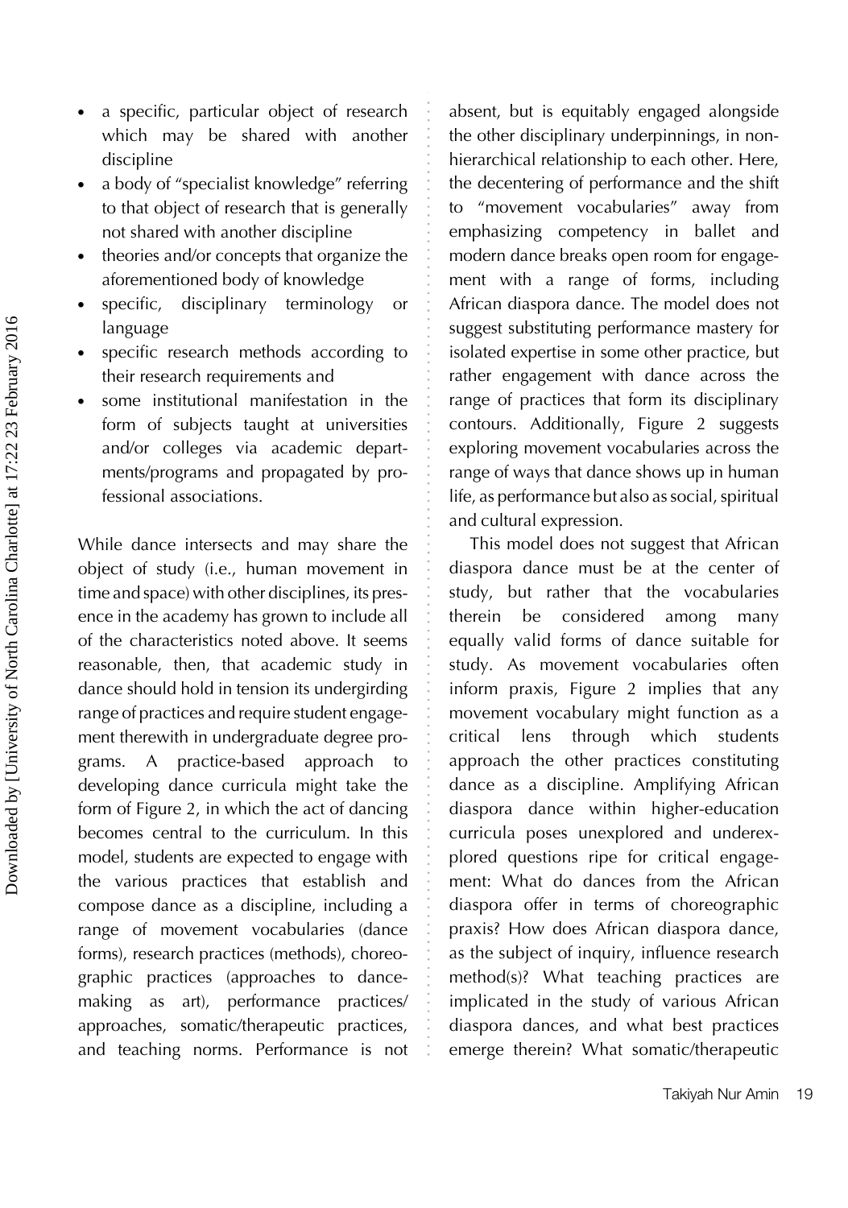- a specific, particular object of research which may be shared with another discipline
- a body of "specialist knowledge" referring to that object of research that is generally not shared with another discipline
- theories and/or concepts that organize the aforementioned body of knowledge
- specific, disciplinary terminology or language
- specific research methods according to their research requirements and
- some institutional manifestation in the form of subjects taught at universities and/or colleges via academic departments/programs and propagated by professional associations.

While dance intersects and may share the object of study (i.e., human movement in time and space) with other disciplines, its presence in the academy has grown to include all of the characteristics noted above. It seems reasonable, then, that academic study in dance should hold in tension its undergirding range of practices and require student engagement therewith in undergraduate degree programs. A practice-based approach to developing dance curricula might take the form of Figure 2, in which the act of dancing becomes central to the curriculum. In this model, students are expected to engage with the various practices that establish and compose dance as a discipline, including a range of movement vocabularies (dance forms), research practices (methods), choreographic practices (approaches to dance-making as art), performance practices/approaches, somatic/therapeutic practices, and teaching norms. Performance is not absent, but is equitably engaged alongside the other disciplinary underpinnings, in non-hierarchical relationship to each other. Here, the decentering of performance and the shift to "movement vocabularies" away from emphasizing competency in ballet and modern dance breaks open room for engagement with a range of forms, including African diaspora dance. The model does not suggest substituting performance mastery for isolated expertise in some other practice, but rather engagement with dance across the range of practices that form its disciplinary contours. Additionally, Figure 2 suggests exploring movement vocabularies across the range of ways that dance shows up in human life, as performance but also as social, spiritual and cultural expression.

This model does not suggest that African diaspora dance must be at the center of study, but rather that the vocabularies therein be considered among many equally valid forms of dance suitable for study. As movement vocabularies often inform praxis, Figure 2 implies that any movement vocabulary might function as a critical lens through which students approach the other practices constituting dance as a discipline. Amplifying African diaspora dance within higher-education curricula poses unexplored and underexplored questions ripe for critical engagement: What do dances from the African diaspora offer in terms of choreographic praxis? How does African diaspora dance, as the subject of inquiry, influence research method(s)? What teaching practices are implicated in the study of various African diaspora dances, and what best practices emerge therein? What somatic/therapeutic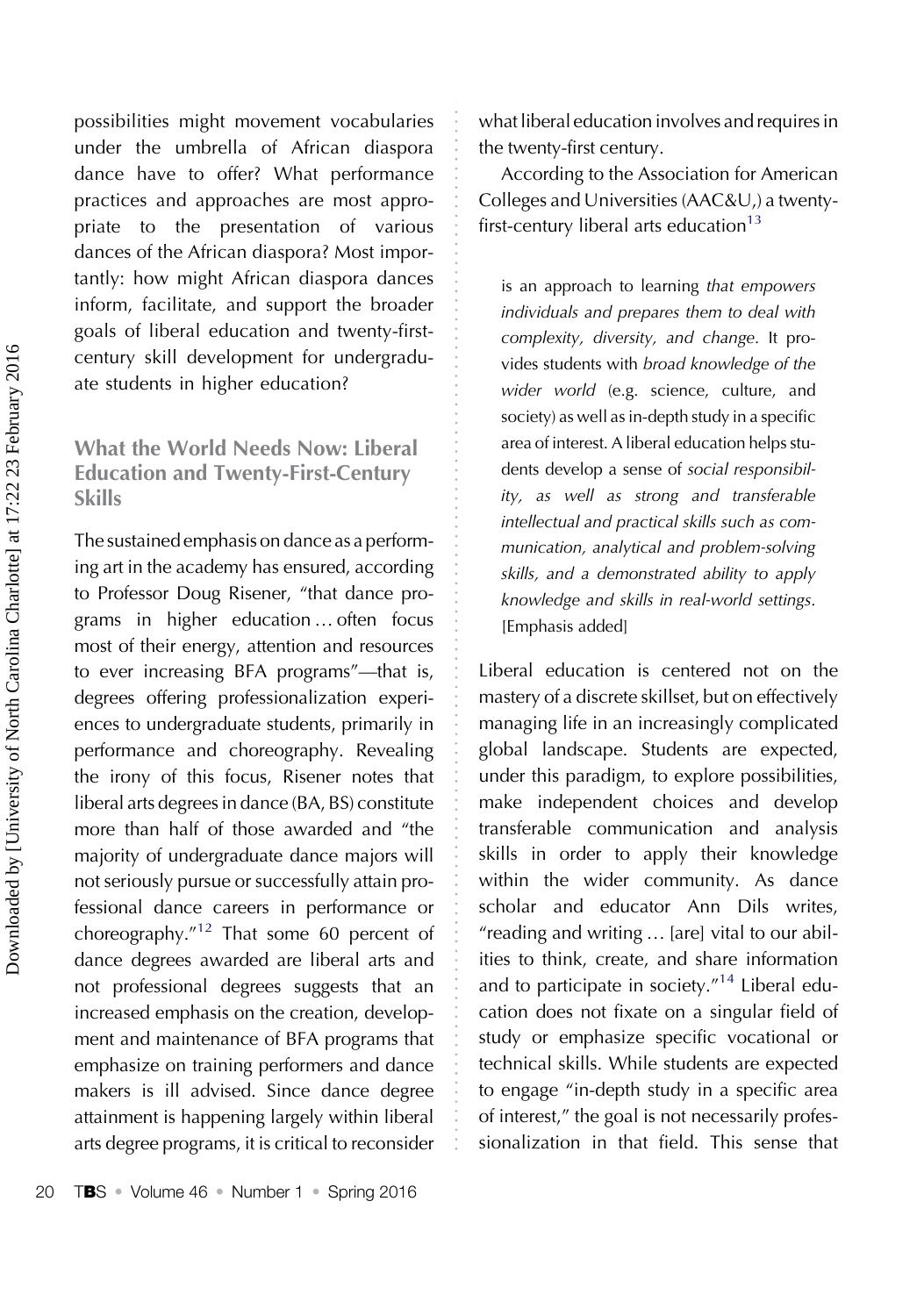possibilities might movement vocabularies under the umbrella of African diaspora dance have to offer? What performance practices and approaches are most appropriate to the presentation of various dances of the African diaspora? Most importantly: how might African diaspora dances inform, facilitate, and support the broader goals of liberal education and twenty-first-century skill development for undergraduate students in higher education?

## What the World Needs Now: Liberal Education and Twenty-First-Century Skills

The sustained emphasis on dance as a performing art in the academy has ensured, according to Professor Doug Risener, "that dance programs in higher education … often focus most of their energy, attention and resources to ever increasing BFA programs"—that is, degrees offering professionalization experiences to undergraduate students, primarily in performance and choreography. Revealing the irony of this focus, Risener notes that liberal arts degrees in dance (BA, BS) constitute more than half of those awarded and "the majority of undergraduate dance majors will not seriously pursue or successfully attain professional dance careers in performance or choreography."[12] That some 60 percent of dance degrees awarded are liberal arts and not professional degrees suggests that an increased emphasis on the creation, development and maintenance of BFA programs that emphasize on training performers and dance makers is ill advised. Since dance degree attainment is happening largely within liberal arts degree programs, it is critical to reconsider what liberal education involves and requires in the twenty-first century.

According to the Association for American Colleges and Universities (AAC&U,) a twenty-first-century liberal arts education[13]

> is an approach to learning *that empowers individuals and prepares them to deal with complexity, diversity, and change*. It provides students with *broad knowledge of the wider world* (e.g. science, culture, and society) as well as in-depth study in a specific area of interest. A liberal education helps students develop a sense of *social responsibility, as well as strong and transferable intellectual and practical skills such as communication, analytical and problem-solving skills, and a demonstrated ability to apply knowledge and skills in real-world settings*. [Emphasis added]

Liberal education is centered not on the mastery of a discrete skillset, but on effectively managing life in an increasingly complicated global landscape. Students are expected, under this paradigm, to explore possibilities, make independent choices and develop transferable communication and analysis skills in order to apply their knowledge within the wider community. As dance scholar and educator Ann Dils writes, "reading and writing … [are] vital to our abilities to think, create, and share information and to participate in society."[14] Liberal education does not fixate on a singular field of study or emphasize specific vocational or technical skills. While students are expected to engage "in-depth study in a specific area of interest," the goal is not necessarily professionalization in that field. This sense that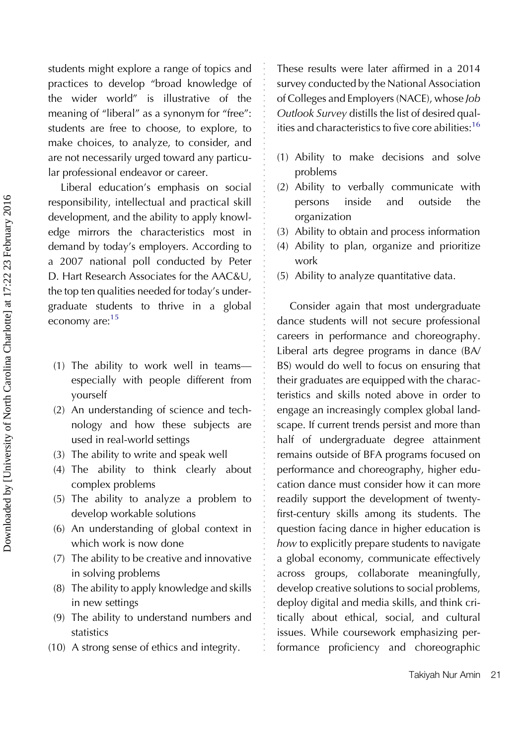students might explore a range of topics and practices to develop "broad knowledge of the wider world" is illustrative of the meaning of "liberal" as a synonym for "free": students are free to choose, to explore, to make choices, to analyze, to consider, and are not necessarily urged toward any particular professional endeavor or career.

Liberal education's emphasis on social responsibility, intellectual and practical skill development, and the ability to apply knowledge mirrors the characteristics most in demand by today's employers. According to a 2007 national poll conducted by Peter D. Hart Research Associates for the AAC&U, the top ten qualities needed for today's undergraduate students to thrive in a global economy are:[15]

(1) The ability to work well in teams—especially with people different from yourself
(2) An understanding of science and technology and how these subjects are used in real-world settings
(3) The ability to write and speak well
(4) The ability to think clearly about complex problems
(5) The ability to analyze a problem to develop workable solutions
(6) An understanding of global context in which work is now done
(7) The ability to be creative and innovative in solving problems
(8) The ability to apply knowledge and skills in new settings
(9) The ability to understand numbers and statistics
(10) A strong sense of ethics and integrity.

These results were later affirmed in a 2014 survey conducted by the National Association of Colleges and Employers (NACE), whose *Job Outlook Survey* distills the list of desired qualities and characteristics to five core abilities:[16]

(1) Ability to make decisions and solve problems
(2) Ability to verbally communicate with persons inside and outside the organization
(3) Ability to obtain and process information
(4) Ability to plan, organize and prioritize work
(5) Ability to analyze quantitative data.

Consider again that most undergraduate dance students will not secure professional careers in performance and choreography. Liberal arts degree programs in dance (BA/BS) would do well to focus on ensuring that their graduates are equipped with the characteristics and skills noted above in order to engage an increasingly complex global landscape. If current trends persist and more than half of undergraduate degree attainment remains outside of BFA programs focused on performance and choreography, higher education dance must consider how it can more readily support the development of twenty-first-century skills among its students. The question facing dance in higher education is *how* to explicitly prepare students to navigate a global economy, communicate effectively across groups, collaborate meaningfully, develop creative solutions to social problems, deploy digital and media skills, and think critically about ethical, social, and cultural issues. While coursework emphasizing performance proficiency and choreographic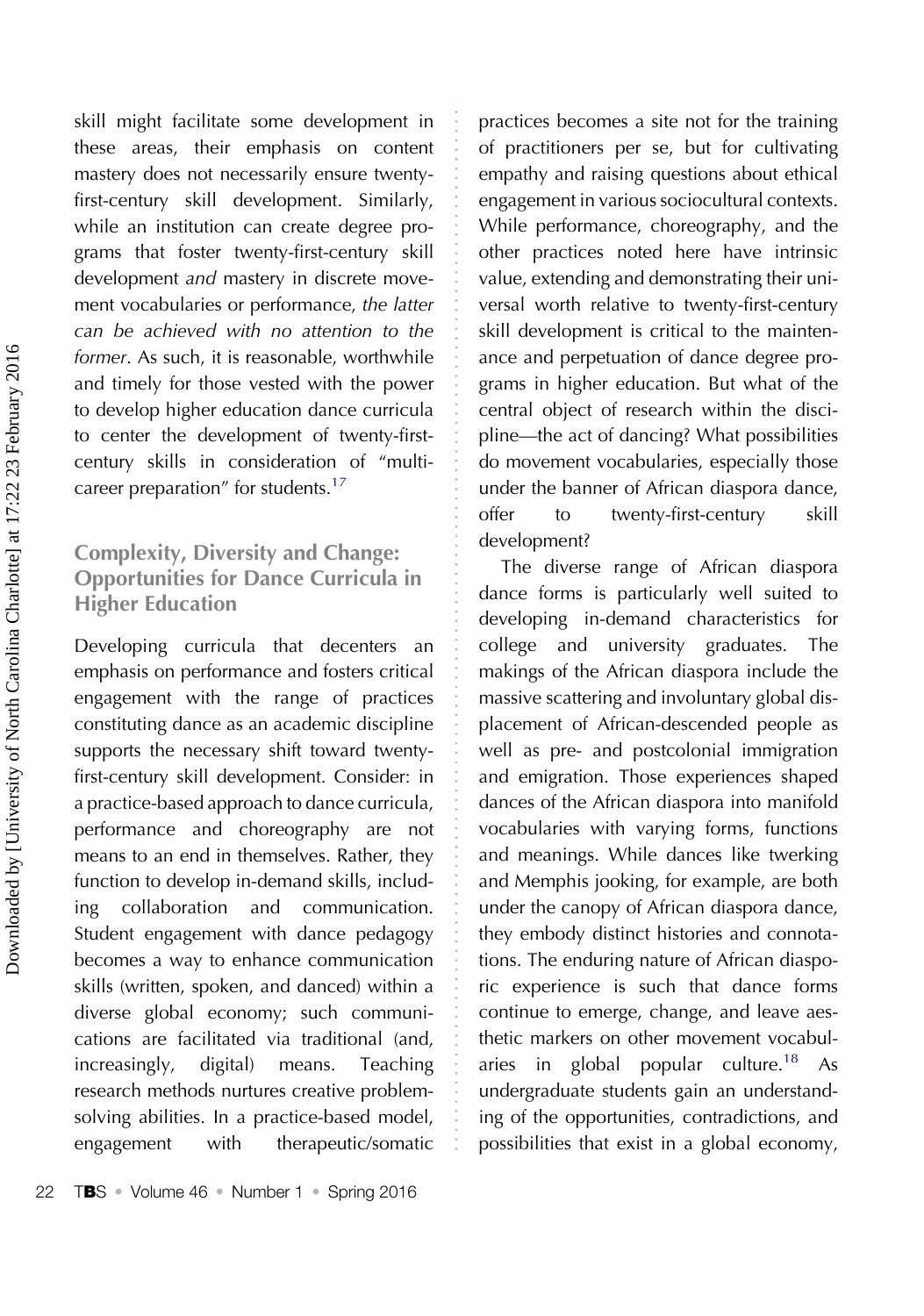skill might facilitate some development in these areas, their emphasis on content mastery does not necessarily ensure twenty-first-century skill development. Similarly, while an institution can create degree programs that foster twenty-first-century skill development *and* mastery in discrete movement vocabularies or performance, *the latter can be achieved with no attention to the former*. As such, it is reasonable, worthwhile and timely for those vested with the power to develop higher education dance curricula to center the development of twenty-first-century skills in consideration of "multi-career preparation" for students.[17]

## Complexity, Diversity and Change: Opportunities for Dance Curricula in Higher Education

Developing curricula that decenters an emphasis on performance and fosters critical engagement with the range of practices constituting dance as an academic discipline supports the necessary shift toward twenty-first-century skill development. Consider: in a practice-based approach to dance curricula, performance and choreography are not means to an end in themselves. Rather, they function to develop in-demand skills, including collaboration and communication. Student engagement with dance pedagogy becomes a way to enhance communication skills (written, spoken, and danced) within a diverse global economy; such communications are facilitated via traditional (and, increasingly, digital) means. Teaching research methods nurtures creative problem-solving abilities. In a practice-based model, engagement with therapeutic/somatic practices becomes a site not for the training of practitioners per se, but for cultivating empathy and raising questions about ethical engagement in various sociocultural contexts. While performance, choreography, and the other practices noted here have intrinsic value, extending and demonstrating their universal worth relative to twenty-first-century skill development is critical to the maintenance and perpetuation of dance degree programs in higher education. But what of the central object of research within the discipline—the act of dancing? What possibilities do movement vocabularies, especially those under the banner of African diaspora dance, offer to twenty-first-century skill development?

The diverse range of African diaspora dance forms is particularly well suited to developing in-demand characteristics for college and university graduates. The makings of the African diaspora include the massive scattering and involuntary global displacement of African-descended people as well as pre- and postcolonial immigration and emigration. Those experiences shaped dances of the African diaspora into manifold vocabularies with varying forms, functions and meanings. While dances like twerking and Memphis jooking, for example, are both under the canopy of African diaspora dance, they embody distinct histories and connotations. The enduring nature of African diasporic experience is such that dance forms continue to emerge, change, and leave aesthetic markers on other movement vocabularies in global popular culture.[18] As undergraduate students gain an understanding of the opportunities, contradictions, and possibilities that exist in a global economy,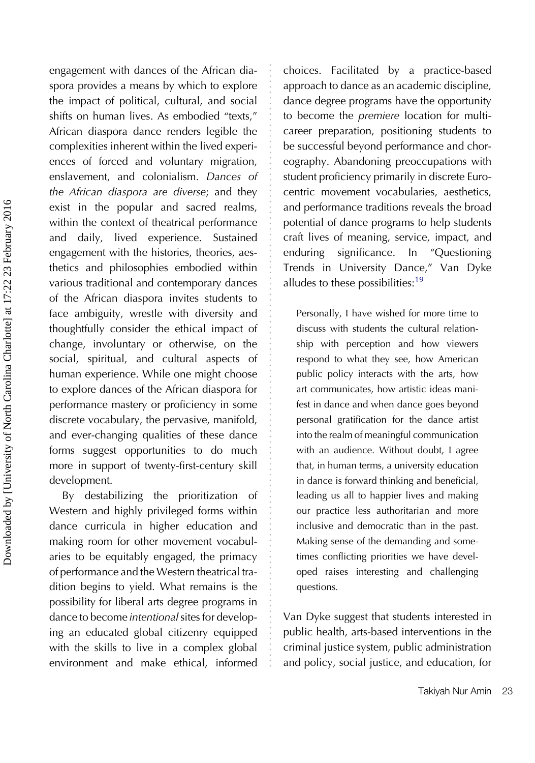engagement with dances of the African diaspora provides a means by which to explore the impact of political, cultural, and social shifts on human lives. As embodied "texts," African diaspora dance renders legible the complexities inherent within the lived experiences of forced and voluntary migration, enslavement, and colonialism. *Dances of the African diaspora are diverse*; and they exist in the popular and sacred realms, within the context of theatrical performance and daily, lived experience. Sustained engagement with the histories, theories, aesthetics and philosophies embodied within various traditional and contemporary dances of the African diaspora invites students to face ambiguity, wrestle with diversity and thoughtfully consider the ethical impact of change, involuntary or otherwise, on the social, spiritual, and cultural aspects of human experience. While one might choose to explore dances of the African diaspora for performance mastery or proficiency in some discrete vocabulary, the pervasive, manifold, and ever-changing qualities of these dance forms suggest opportunities to do much more in support of twenty-first-century skill development.

By destabilizing the prioritization of Western and highly privileged forms within dance curricula in higher education and making room for other movement vocabularies to be equitably engaged, the primacy of performance and the Western theatrical tradition begins to yield. What remains is the possibility for liberal arts degree programs in dance to become *intentional* sites for developing an educated global citizenry equipped with the skills to live in a complex global environment and make ethical, informed choices. Facilitated by a practice-based approach to dance as an academic discipline, dance degree programs have the opportunity to become the *premiere* location for multi-career preparation, positioning students to be successful beyond performance and choreography. Abandoning preoccupations with student proficiency primarily in discrete Eurocentric movement vocabularies, aesthetics, and performance traditions reveals the broad potential of dance programs to help students craft lives of meaning, service, impact, and enduring significance. In "Questioning Trends in University Dance," Van Dyke alludes to these possibilities:[19]

> Personally, I have wished for more time to discuss with students the cultural relationship with perception and how viewers respond to what they see, how American public policy interacts with the arts, how art communicates, how artistic ideas manifest in dance and when dance goes beyond personal gratification for the dance artist into the realm of meaningful communication with an audience. Without doubt, I agree that, in human terms, a university education in dance is forward thinking and beneficial, leading us all to happier lives and making our practice less authoritarian and more inclusive and democratic than in the past. Making sense of the demanding and sometimes conflicting priorities we have developed raises interesting and challenging questions.

Van Dyke suggest that students interested in public health, arts-based interventions in the criminal justice system, public administration and policy, social justice, and education, for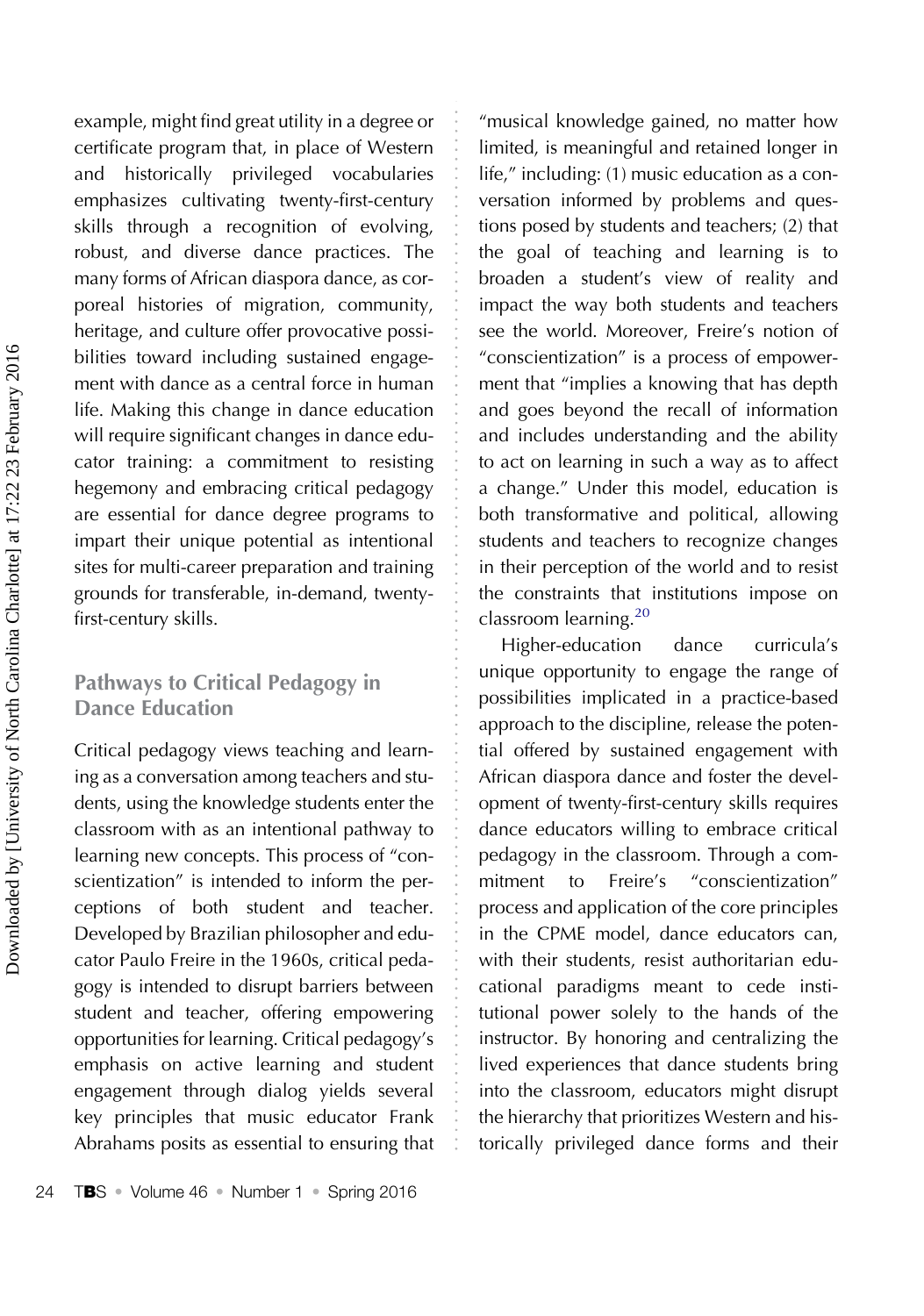example, might find great utility in a degree or certificate program that, in place of Western and historically privileged vocabularies emphasizes cultivating twenty-first-century skills through a recognition of evolving, robust, and diverse dance practices. The many forms of African diaspora dance, as corporeal histories of migration, community, heritage, and culture offer provocative possibilities toward including sustained engagement with dance as a central force in human life. Making this change in dance education will require significant changes in dance educator training: a commitment to resisting hegemony and embracing critical pedagogy are essential for dance degree programs to impart their unique potential as intentional sites for multi-career preparation and training grounds for transferable, in-demand, twenty-first-century skills.

## Pathways to Critical Pedagogy in Dance Education

Critical pedagogy views teaching and learning as a conversation among teachers and students, using the knowledge students enter the classroom with as an intentional pathway to learning new concepts. This process of "conscientization" is intended to inform the perceptions of both student and teacher. Developed by Brazilian philosopher and educator Paulo Freire in the 1960s, critical pedagogy is intended to disrupt barriers between student and teacher, offering empowering opportunities for learning. Critical pedagogy's emphasis on active learning and student engagement through dialog yields several key principles that music educator Frank Abrahams posits as essential to ensuring that "musical knowledge gained, no matter how limited, is meaningful and retained longer in life," including: (1) music education as a conversation informed by problems and questions posed by students and teachers; (2) that the goal of teaching and learning is to broaden a student's view of reality and impact the way both students and teachers see the world. Moreover, Freire's notion of "conscientization" is a process of empowerment that "implies a knowing that has depth and goes beyond the recall of information and includes understanding and the ability to act on learning in such a way as to affect a change." Under this model, education is both transformative and political, allowing students and teachers to recognize changes in their perception of the world and to resist the constraints that institutions impose on classroom learning.[20]

Higher-education dance curricula's unique opportunity to engage the range of possibilities implicated in a practice-based approach to the discipline, release the potential offered by sustained engagement with African diaspora dance and foster the development of twenty-first-century skills requires dance educators willing to embrace critical pedagogy in the classroom. Through a commitment to Freire's "conscientization" process and application of the core principles in the CPME model, dance educators can, with their students, resist authoritarian educational paradigms meant to cede institutional power solely to the hands of the instructor. By honoring and centralizing the lived experiences that dance students bring into the classroom, educators might disrupt the hierarchy that prioritizes Western and historically privileged dance forms and their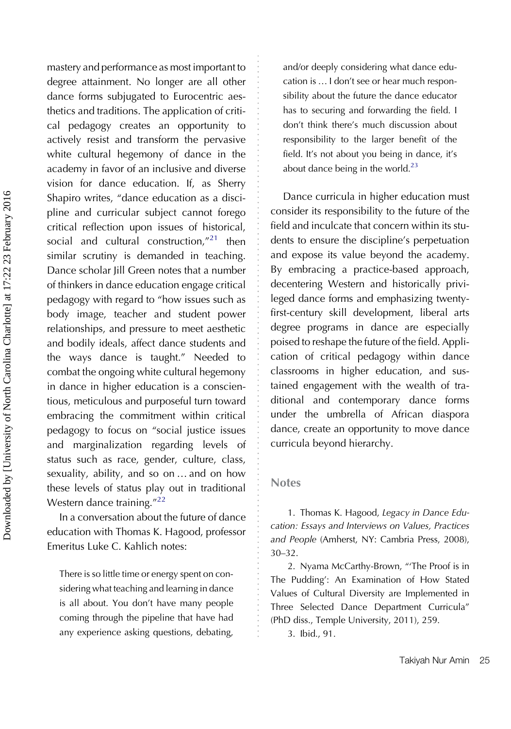mastery and performance as most important to degree attainment. No longer are all other dance forms subjugated to Eurocentric aesthetics and traditions. The application of critical pedagogy creates an opportunity to actively resist and transform the pervasive white cultural hegemony of dance in the academy in favor of an inclusive and diverse vision for dance education. If, as Sherry Shapiro writes, "dance education as a discipline and curricular subject cannot forego critical reflection upon issues of historical, social and cultural construction,"[21] then similar scrutiny is demanded in teaching. Dance scholar Jill Green notes that a number of thinkers in dance education engage critical pedagogy with regard to "how issues such as body image, teacher and student power relationships, and pressure to meet aesthetic and bodily ideals, affect dance students and the ways dance is taught." Needed to combat the ongoing white cultural hegemony in dance in higher education is a conscientious, meticulous and purposeful turn toward embracing the commitment within critical pedagogy to focus on "social justice issues and marginalization regarding levels of status such as race, gender, culture, class, sexuality, ability, and so on … and on how these levels of status play out in traditional Western dance training."[22]

In a conversation about the future of dance education with Thomas K. Hagood, professor Emeritus Luke C. Kahlich notes:

> There is so little time or energy spent on considering what teaching and learning in dance is all about. You don't have many people coming through the pipeline that have had any experience asking questions, debating, and/or deeply considering what dance education is … I don't see or hear much responsibility about the future the dance educator has to securing and forwarding the field. I don't think there's much discussion about responsibility to the larger benefit of the field. It's not about you being in dance, it's about dance being in the world.[23]

Dance curricula in higher education must consider its responsibility to the future of the field and inculcate that concern within its students to ensure the discipline's perpetuation and expose its value beyond the academy. By embracing a practice-based approach, decentering Western and historically privileged dance forms and emphasizing twenty-first-century skill development, liberal arts degree programs in dance are especially poised to reshape the future of the field. Application of critical pedagogy within dance classrooms in higher education, and sustained engagement with the wealth of traditional and contemporary dance forms under the umbrella of African diaspora dance, create an opportunity to move dance curricula beyond hierarchy.

## Notes

1. Thomas K. Hagood, *Legacy in Dance Education: Essays and Interviews on Values, Practices and People* (Amherst, NY: Cambria Press, 2008), 30–32.

2. Nyama McCarthy-Brown, "'The Proof is in The Pudding': An Examination of How Stated Values of Cultural Diversity are Implemented in Three Selected Dance Department Curricula" (PhD diss., Temple University, 2011), 259.

3. Ibid., 91.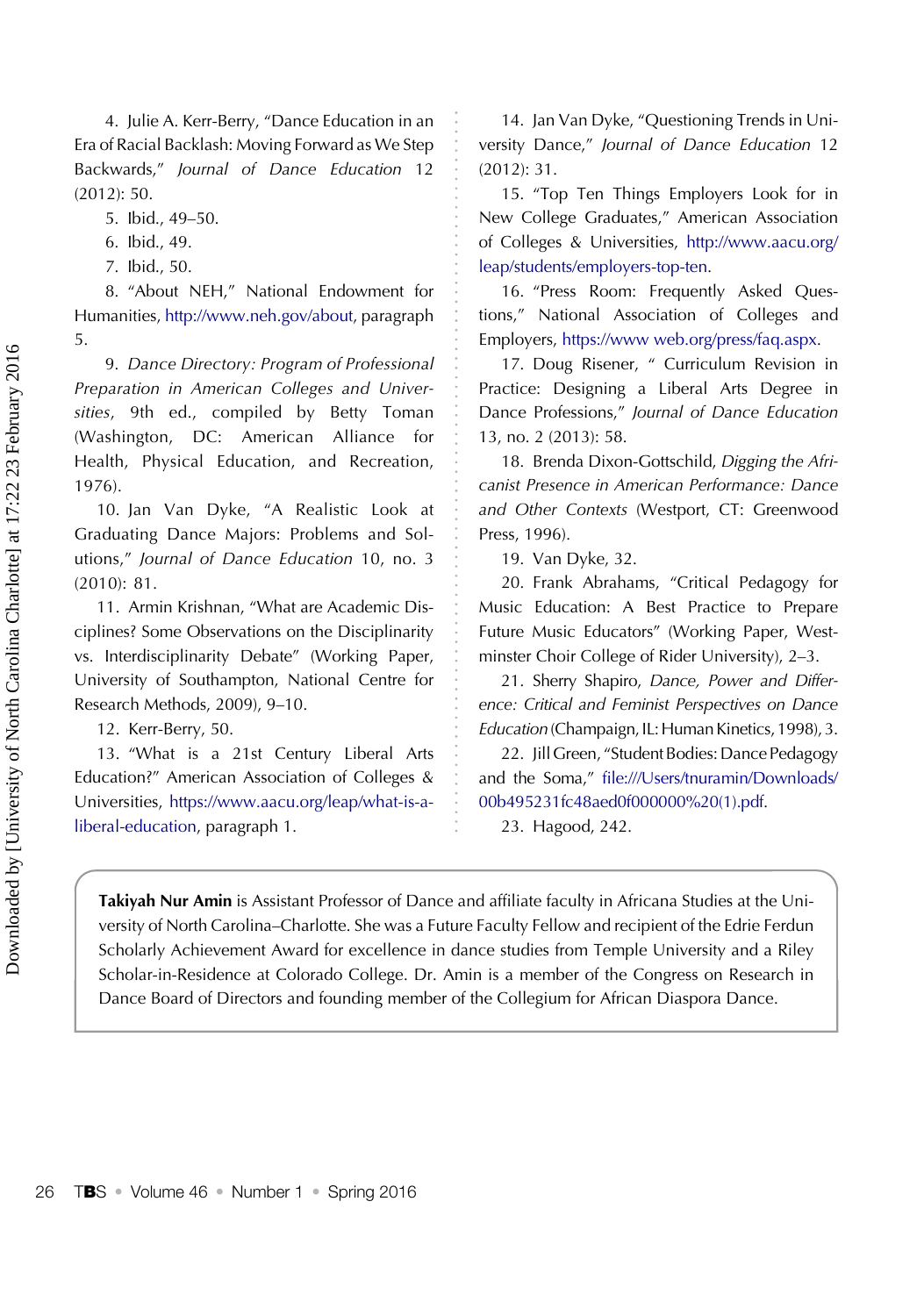4. Julie A. Kerr-Berry, "Dance Education in an Era of Racial Backlash: Moving Forward as We Step Backwards," *Journal of Dance Education* 12 (2012): 50.

5. Ibid., 49–50.

6. Ibid., 49.

7. Ibid., 50.

8. "About NEH," National Endowment for Humanities, http://www.neh.gov/about, paragraph 5.

9. *Dance Directory: Program of Professional Preparation in American Colleges and Universities*, 9th ed., compiled by Betty Toman (Washington, DC: American Alliance for Health, Physical Education, and Recreation, 1976).

10. Jan Van Dyke, "A Realistic Look at Graduating Dance Majors: Problems and Solutions," *Journal of Dance Education* 10, no. 3 (2010): 81.

11. Armin Krishnan, "What are Academic Disciplines? Some Observations on the Disciplinarity vs. Interdisciplinarity Debate" (Working Paper, University of Southampton, National Centre for Research Methods, 2009), 9–10.

12. Kerr-Berry, 50.

13. "What is a 21st Century Liberal Arts Education?" American Association of Colleges & Universities, https://www.aacu.org/leap/what-is-a-liberal-education, paragraph 1.

14. Jan Van Dyke, "Questioning Trends in University Dance," *Journal of Dance Education* 12 (2012): 31.

15. "Top Ten Things Employers Look for in New College Graduates," American Association of Colleges & Universities, http://www.aacu.org/leap/students/employers-top-ten.

16. "Press Room: Frequently Asked Questions," National Association of Colleges and Employers, https://www web.org/press/faq.aspx.

17. Doug Risener, " Curriculum Revision in Practice: Designing a Liberal Arts Degree in Dance Professions," *Journal of Dance Education* 13, no. 2 (2013): 58.

18. Brenda Dixon-Gottschild, *Digging the Africanist Presence in American Performance: Dance and Other Contexts* (Westport, CT: Greenwood Press, 1996).

19. Van Dyke, 32.

20. Frank Abrahams, "Critical Pedagogy for Music Education: A Best Practice to Prepare Future Music Educators" (Working Paper, Westminster Choir College of Rider University), 2–3.

21. Sherry Shapiro, *Dance, Power and Difference: Critical and Feminist Perspectives on Dance Education* (Champaign, IL: Human Kinetics, 1998), 3.

22. Jill Green, "Student Bodies: Dance Pedagogy and the Soma," file:///Users/tnuramin/Downloads/00b495231fc48aed0f000000%20(1).pdf.

23. Hagood, 242.

**Takiyah Nur Amin** is Assistant Professor of Dance and affiliate faculty in Africana Studies at the University of North Carolina–Charlotte. She was a Future Faculty Fellow and recipient of the Edrie Ferdun Scholarly Achievement Award for excellence in dance studies from Temple University and a Riley Scholar-in-Residence at Colorado College. Dr. Amin is a member of the Congress on Research in Dance Board of Directors and founding member of the Collegium for African Diaspora Dance.